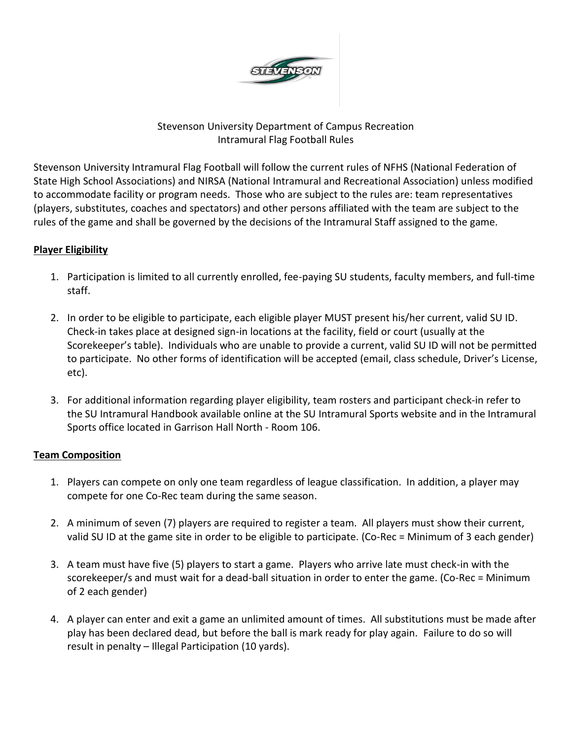Stevenson University Department of Campus Recreation
Intramural Flag Football Rules

Stevenson University Intramural Flag Football will follow the current rules of NFHS (National Federation of State High School Associations) and NIRSA (National Intramural and Recreational Association) unless modified to accommodate facility or program needs. Those who are subject to the rules are: team representatives (players, substitutes, coaches and spectators) and other persons affiliated with the team are subject to the rules of the game and shall be governed by the decisions of the Intramural Staff assigned to the game.

## Player Eligibility

1. Participation is limited to all currently enrolled, fee-paying SU students, faculty members, and full-time staff.

2. In order to be eligible to participate, each eligible player MUST present his/her current, valid SU ID. Check-in takes place at designed sign-in locations at the facility, field or court (usually at the Scorekeeper's table). Individuals who are unable to provide a current, valid SU ID will not be permitted to participate. No other forms of identification will be accepted (email, class schedule, Driver's License, etc).

3. For additional information regarding player eligibility, team rosters and participant check-in refer to the SU Intramural Handbook available online at the SU Intramural Sports website and in the Intramural Sports office located in Garrison Hall North - Room 106.

## Team Composition

1. Players can compete on only one team regardless of league classification. In addition, a player may compete for one Co-Rec team during the same season.

2. A minimum of seven (7) players are required to register a team. All players must show their current, valid SU ID at the game site in order to be eligible to participate. (Co-Rec = Minimum of 3 each gender)

3. A team must have five (5) players to start a game. Players who arrive late must check-in with the scorekeeper/s and must wait for a dead-ball situation in order to enter the game. (Co-Rec = Minimum of 2 each gender)

4. A player can enter and exit a game an unlimited amount of times. All substitutions must be made after play has been declared dead, but before the ball is mark ready for play again. Failure to do so will result in penalty – Illegal Participation (10 yards).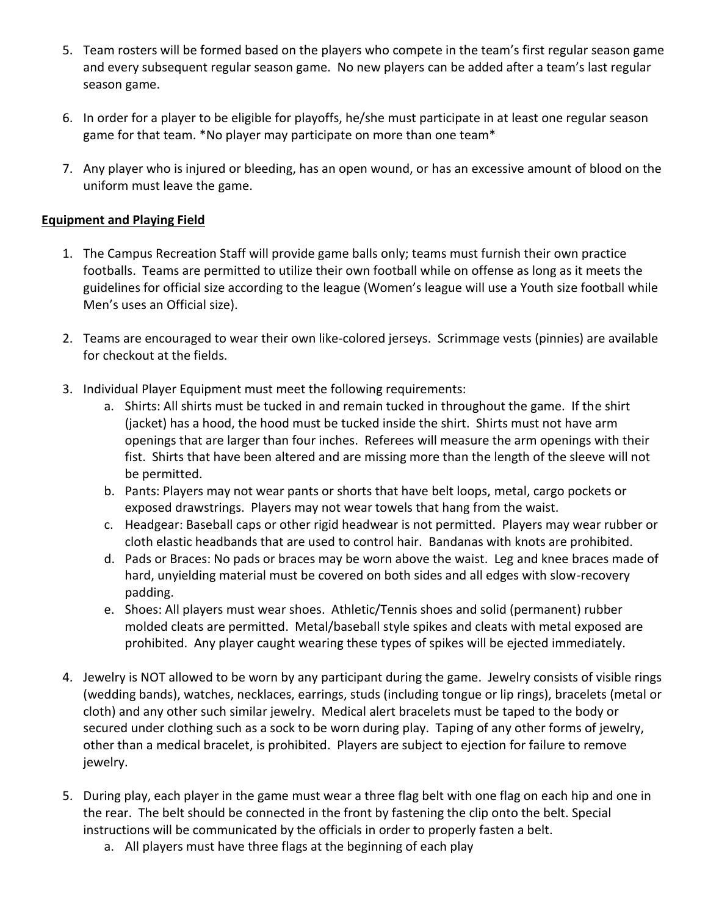5. Team rosters will be formed based on the players who compete in the team's first regular season game and every subsequent regular season game. No new players can be added after a team's last regular season game.

6. In order for a player to be eligible for playoffs, he/she must participate in at least one regular season game for that team. *No player may participate on more than one team*

7. Any player who is injured or bleeding, has an open wound, or has an excessive amount of blood on the uniform must leave the game.

**Equipment and Playing Field**

1. The Campus Recreation Staff will provide game balls only; teams must furnish their own practice footballs. Teams are permitted to utilize their own football while on offense as long as it meets the guidelines for official size according to the league (Women's league will use a Youth size football while Men's uses an Official size).

2. Teams are encouraged to wear their own like-colored jerseys. Scrimmage vests (pinnies) are available for checkout at the fields.

3. Individual Player Equipment must meet the following requirements:
   a. Shirts: All shirts must be tucked in and remain tucked in throughout the game. If the shirt (jacket) has a hood, the hood must be tucked inside the shirt. Shirts must not have arm openings that are larger than four inches. Referees will measure the arm openings with their fist. Shirts that have been altered and are missing more than the length of the sleeve will not be permitted.
   b. Pants: Players may not wear pants or shorts that have belt loops, metal, cargo pockets or exposed drawstrings. Players may not wear towels that hang from the waist.
   c. Headgear: Baseball caps or other rigid headwear is not permitted. Players may wear rubber or cloth elastic headbands that are used to control hair. Bandanas with knots are prohibited.
   d. Pads or Braces: No pads or braces may be worn above the waist. Leg and knee braces made of hard, unyielding material must be covered on both sides and all edges with slow-recovery padding.
   e. Shoes: All players must wear shoes. Athletic/Tennis shoes and solid (permanent) rubber molded cleats are permitted. Metal/baseball style spikes and cleats with metal exposed are prohibited. Any player caught wearing these types of spikes will be ejected immediately.

4. Jewelry is NOT allowed to be worn by any participant during the game. Jewelry consists of visible rings (wedding bands), watches, necklaces, earrings, studs (including tongue or lip rings), bracelets (metal or cloth) and any other such similar jewelry. Medical alert bracelets must be taped to the body or secured under clothing such as a sock to be worn during play. Taping of any other forms of jewelry, other than a medical bracelet, is prohibited. Players are subject to ejection for failure to remove jewelry.

5. During play, each player in the game must wear a three flag belt with one flag on each hip and one in the rear. The belt should be connected in the front by fastening the clip onto the belt. Special instructions will be communicated by the officials in order to properly fasten a belt.
   a. All players must have three flags at the beginning of each play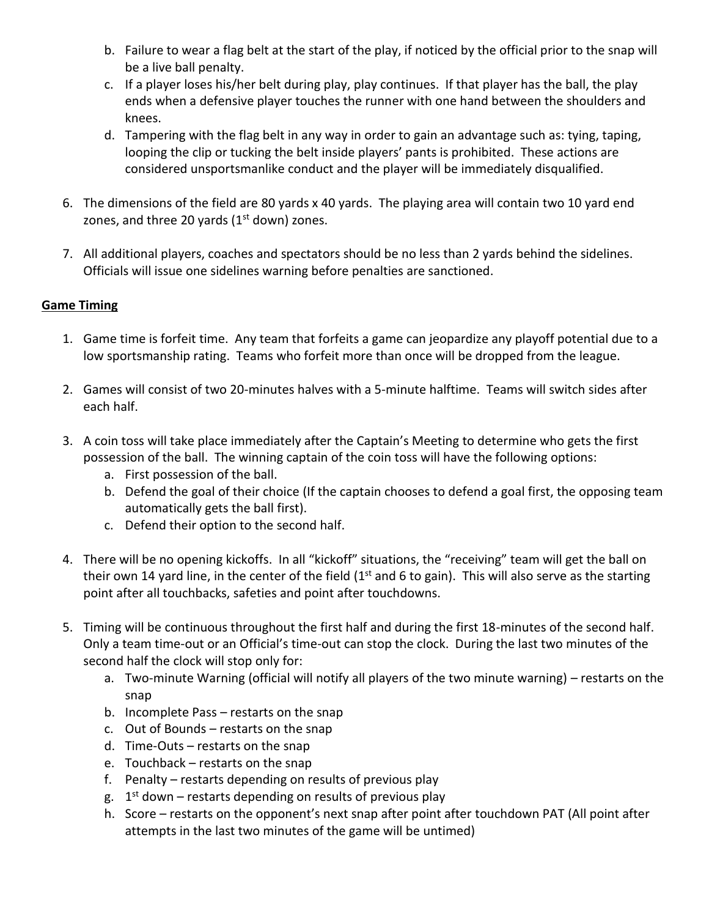b. Failure to wear a flag belt at the start of the play, if noticed by the official prior to the snap will be a live ball penalty.
c. If a player loses his/her belt during play, play continues. If that player has the ball, the play ends when a defensive player touches the runner with one hand between the shoulders and knees.
d. Tampering with the flag belt in any way in order to gain an advantage such as: tying, taping, looping the clip or tucking the belt inside players' pants is prohibited. These actions are considered unsportsmanlike conduct and the player will be immediately disqualified.

6. The dimensions of the field are 80 yards x 40 yards. The playing area will contain two 10 yard end zones, and three 20 yards (1st down) zones.

7. All additional players, coaches and spectators should be no less than 2 yards behind the sidelines. Officials will issue one sidelines warning before penalties are sanctioned.

**Game Timing**

1. Game time is forfeit time. Any team that forfeits a game can jeopardize any playoff potential due to a low sportsmanship rating. Teams who forfeit more than once will be dropped from the league.

2. Games will consist of two 20-minutes halves with a 5-minute halftime. Teams will switch sides after each half.

3. A coin toss will take place immediately after the Captain's Meeting to determine who gets the first possession of the ball. The winning captain of the coin toss will have the following options:
   a. First possession of the ball.
   b. Defend the goal of their choice (If the captain chooses to defend a goal first, the opposing team automatically gets the ball first).
   c. Defend their option to the second half.

4. There will be no opening kickoffs. In all "kickoff" situations, the "receiving" team will get the ball on their own 14 yard line, in the center of the field (1st and 6 to gain). This will also serve as the starting point after all touchbacks, safeties and point after touchdowns.

5. Timing will be continuous throughout the first half and during the first 18-minutes of the second half. Only a team time-out or an Official's time-out can stop the clock. During the last two minutes of the second half the clock will stop only for:
   a. Two-minute Warning (official will notify all players of the two minute warning) – restarts on the snap
   b. Incomplete Pass – restarts on the snap
   c. Out of Bounds – restarts on the snap
   d. Time-Outs – restarts on the snap
   e. Touchback – restarts on the snap
   f. Penalty – restarts depending on results of previous play
   g. 1st down – restarts depending on results of previous play
   h. Score – restarts on the opponent's next snap after point after touchdown PAT (All point after attempts in the last two minutes of the game will be untimed)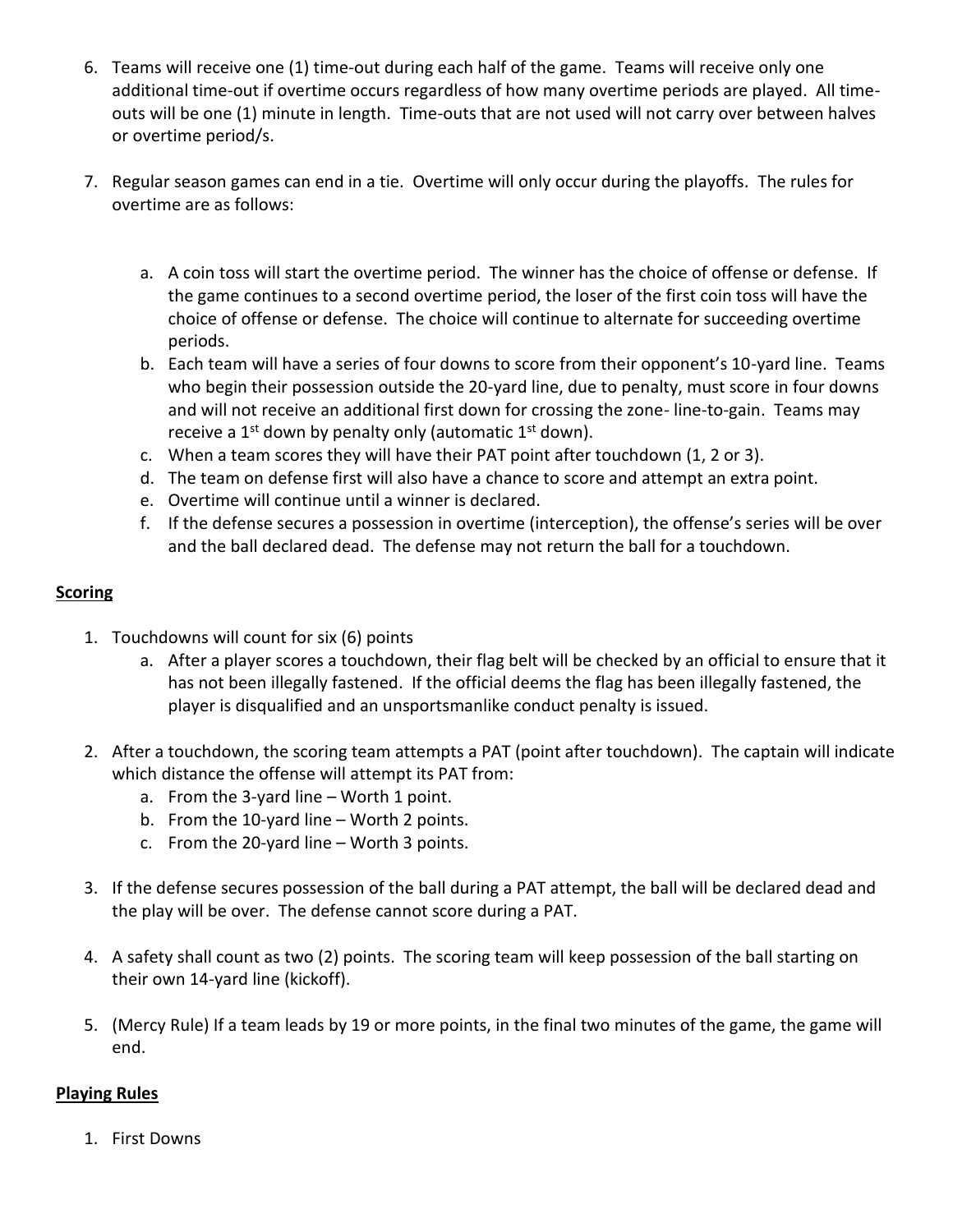6. Teams will receive one (1) time-out during each half of the game. Teams will receive only one additional time-out if overtime occurs regardless of how many overtime periods are played. All time-outs will be one (1) minute in length. Time-outs that are not used will not carry over between halves or overtime period/s.

7. Regular season games can end in a tie. Overtime will only occur during the playoffs. The rules for overtime are as follows:

   a. A coin toss will start the overtime period. The winner has the choice of offense or defense. If the game continues to a second overtime period, the loser of the first coin toss will have the choice of offense or defense. The choice will continue to alternate for succeeding overtime periods.
   b. Each team will have a series of four downs to score from their opponent's 10-yard line. Teams who begin their possession outside the 20-yard line, due to penalty, must score in four downs and will not receive an additional first down for crossing the zone- line-to-gain. Teams may receive a 1st down by penalty only (automatic 1st down).
   c. When a team scores they will have their PAT point after touchdown (1, 2 or 3).
   d. The team on defense first will also have a chance to score and attempt an extra point.
   e. Overtime will continue until a winner is declared.
   f. If the defense secures a possession in overtime (interception), the offense's series will be over and the ball declared dead. The defense may not return the ball for a touchdown.

**Scoring**

1. Touchdowns will count for six (6) points
   a. After a player scores a touchdown, their flag belt will be checked by an official to ensure that it has not been illegally fastened. If the official deems the flag has been illegally fastened, the player is disqualified and an unsportsmanlike conduct penalty is issued.

2. After a touchdown, the scoring team attempts a PAT (point after touchdown). The captain will indicate which distance the offense will attempt its PAT from:
   a. From the 3-yard line – Worth 1 point.
   b. From the 10-yard line – Worth 2 points.
   c. From the 20-yard line – Worth 3 points.

3. If the defense secures possession of the ball during a PAT attempt, the ball will be declared dead and the play will be over. The defense cannot score during a PAT.

4. A safety shall count as two (2) points. The scoring team will keep possession of the ball starting on their own 14-yard line (kickoff).

5. (Mercy Rule) If a team leads by 19 or more points, in the final two minutes of the game, the game will end.

**Playing Rules**

1. First Downs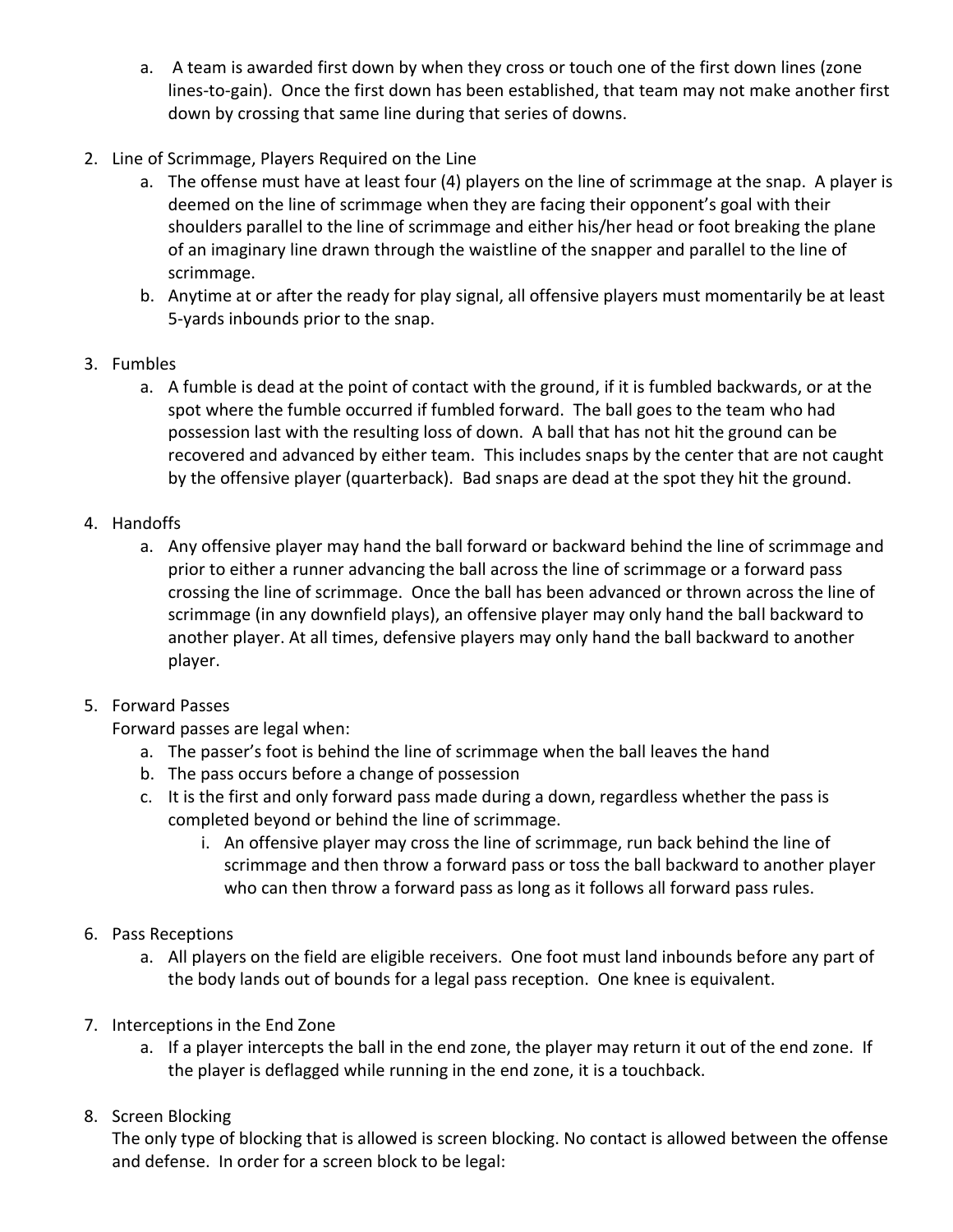a. A team is awarded first down by when they cross or touch one of the first down lines (zone lines-to-gain). Once the first down has been established, that team may not make another first down by crossing that same line during that series of downs.

2. Line of Scrimmage, Players Required on the Line
   a. The offense must have at least four (4) players on the line of scrimmage at the snap. A player is deemed on the line of scrimmage when they are facing their opponent's goal with their shoulders parallel to the line of scrimmage and either his/her head or foot breaking the plane of an imaginary line drawn through the waistline of the snapper and parallel to the line of scrimmage.
   b. Anytime at or after the ready for play signal, all offensive players must momentarily be at least 5-yards inbounds prior to the snap.

3. Fumbles
   a. A fumble is dead at the point of contact with the ground, if it is fumbled backwards, or at the spot where the fumble occurred if fumbled forward. The ball goes to the team who had possession last with the resulting loss of down. A ball that has not hit the ground can be recovered and advanced by either team. This includes snaps by the center that are not caught by the offensive player (quarterback). Bad snaps are dead at the spot they hit the ground.

4. Handoffs
   a. Any offensive player may hand the ball forward or backward behind the line of scrimmage and prior to either a runner advancing the ball across the line of scrimmage or a forward pass crossing the line of scrimmage. Once the ball has been advanced or thrown across the line of scrimmage (in any downfield plays), an offensive player may only hand the ball backward to another player. At all times, defensive players may only hand the ball backward to another player.

5. Forward Passes

   Forward passes are legal when:
   a. The passer's foot is behind the line of scrimmage when the ball leaves the hand
   b. The pass occurs before a change of possession
   c. It is the first and only forward pass made during a down, regardless whether the pass is completed beyond or behind the line of scrimmage.
      i. An offensive player may cross the line of scrimmage, run back behind the line of scrimmage and then throw a forward pass or toss the ball backward to another player who can then throw a forward pass as long as it follows all forward pass rules.

6. Pass Receptions
   a. All players on the field are eligible receivers. One foot must land inbounds before any part of the body lands out of bounds for a legal pass reception. One knee is equivalent.

7. Interceptions in the End Zone
   a. If a player intercepts the ball in the end zone, the player may return it out of the end zone. If the player is deflagged while running in the end zone, it is a touchback.

8. Screen Blocking

   The only type of blocking that is allowed is screen blocking. No contact is allowed between the offense and defense. In order for a screen block to be legal: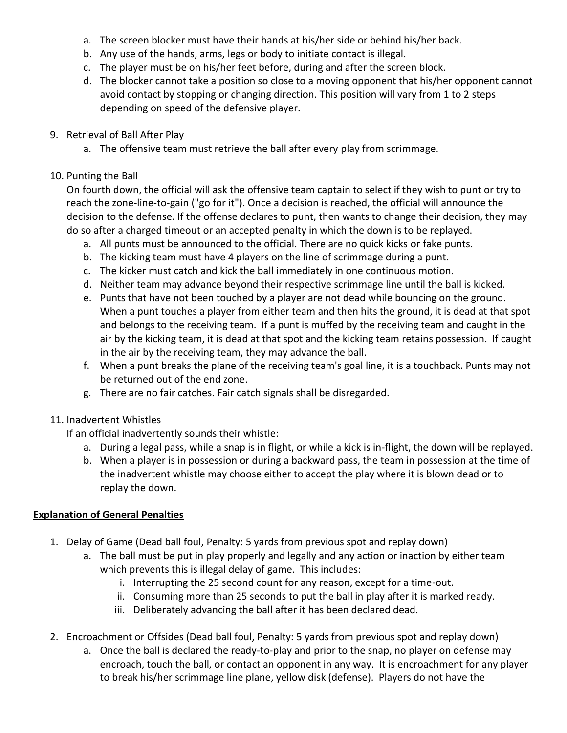a. The screen blocker must have their hands at his/her side or behind his/her back.
b. Any use of the hands, arms, legs or body to initiate contact is illegal.
c. The player must be on his/her feet before, during and after the screen block.
d. The blocker cannot take a position so close to a moving opponent that his/her opponent cannot avoid contact by stopping or changing direction. This position will vary from 1 to 2 steps depending on speed of the defensive player.

9. Retrieval of Ball After Play
   a. The offensive team must retrieve the ball after every play from scrimmage.

10. Punting the Ball
    On fourth down, the official will ask the offensive team captain to select if they wish to punt or try to reach the zone-line-to-gain ("go for it"). Once a decision is reached, the official will announce the decision to the defense. If the offense declares to punt, then wants to change their decision, they may do so after a charged timeout or an accepted penalty in which the down is to be replayed.
    a. All punts must be announced to the official. There are no quick kicks or fake punts.
    b. The kicking team must have 4 players on the line of scrimmage during a punt.
    c. The kicker must catch and kick the ball immediately in one continuous motion.
    d. Neither team may advance beyond their respective scrimmage line until the ball is kicked.
    e. Punts that have not been touched by a player are not dead while bouncing on the ground. When a punt touches a player from either team and then hits the ground, it is dead at that spot and belongs to the receiving team. If a punt is muffed by the receiving team and caught in the air by the kicking team, it is dead at that spot and the kicking team retains possession. If caught in the air by the receiving team, they may advance the ball.
    f. When a punt breaks the plane of the receiving team's goal line, it is a touchback. Punts may not be returned out of the end zone.
    g. There are no fair catches. Fair catch signals shall be disregarded.

11. Inadvertent Whistles
    If an official inadvertently sounds their whistle:
    a. During a legal pass, while a snap is in flight, or while a kick is in-flight, the down will be replayed.
    b. When a player is in possession or during a backward pass, the team in possession at the time of the inadvertent whistle may choose either to accept the play where it is blown dead or to replay the down.

**Explanation of General Penalties**

1. Delay of Game (Dead ball foul, Penalty: 5 yards from previous spot and replay down)
   a. The ball must be put in play properly and legally and any action or inaction by either team which prevents this is illegal delay of game. This includes:
      i. Interrupting the 25 second count for any reason, except for a time-out.
      ii. Consuming more than 25 seconds to put the ball in play after it is marked ready.
      iii. Deliberately advancing the ball after it has been declared dead.

2. Encroachment or Offsides (Dead ball foul, Penalty: 5 yards from previous spot and replay down)
   a. Once the ball is declared the ready-to-play and prior to the snap, no player on defense may encroach, touch the ball, or contact an opponent in any way. It is encroachment for any player to break his/her scrimmage line plane, yellow disk (defense). Players do not have the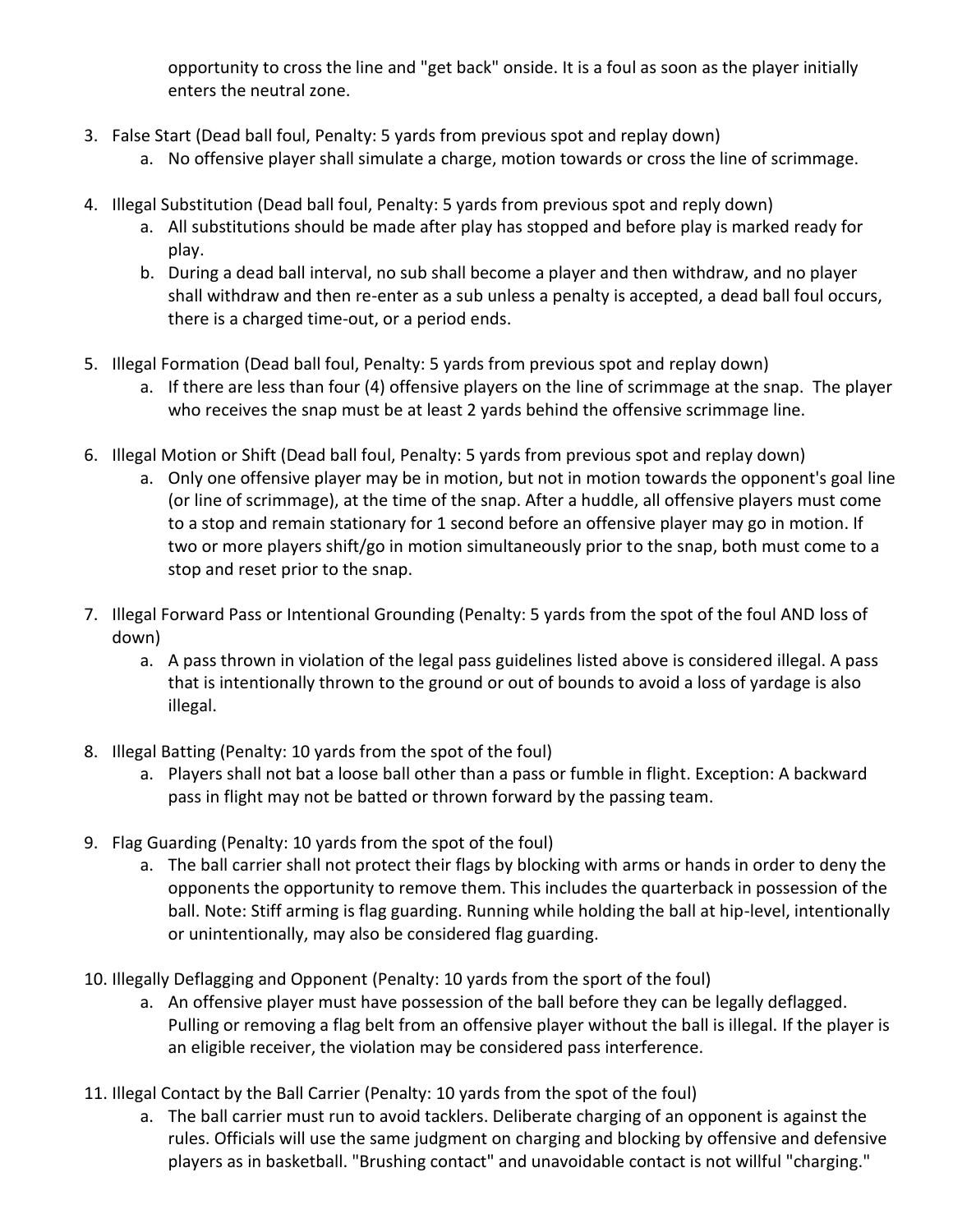opportunity to cross the line and "get back" onside. It is a foul as soon as the player initially enters the neutral zone.

3. False Start (Dead ball foul, Penalty: 5 yards from previous spot and replay down)
   a. No offensive player shall simulate a charge, motion towards or cross the line of scrimmage.

4. Illegal Substitution (Dead ball foul, Penalty: 5 yards from previous spot and reply down)
   a. All substitutions should be made after play has stopped and before play is marked ready for play.
   b. During a dead ball interval, no sub shall become a player and then withdraw, and no player shall withdraw and then re-enter as a sub unless a penalty is accepted, a dead ball foul occurs, there is a charged time-out, or a period ends.

5. Illegal Formation (Dead ball foul, Penalty: 5 yards from previous spot and replay down)
   a. If there are less than four (4) offensive players on the line of scrimmage at the snap. The player who receives the snap must be at least 2 yards behind the offensive scrimmage line.

6. Illegal Motion or Shift (Dead ball foul, Penalty: 5 yards from previous spot and replay down)
   a. Only one offensive player may be in motion, but not in motion towards the opponent's goal line (or line of scrimmage), at the time of the snap. After a huddle, all offensive players must come to a stop and remain stationary for 1 second before an offensive player may go in motion. If two or more players shift/go in motion simultaneously prior to the snap, both must come to a stop and reset prior to the snap.

7. Illegal Forward Pass or Intentional Grounding (Penalty: 5 yards from the spot of the foul AND loss of down)
   a. A pass thrown in violation of the legal pass guidelines listed above is considered illegal. A pass that is intentionally thrown to the ground or out of bounds to avoid a loss of yardage is also illegal.

8. Illegal Batting (Penalty: 10 yards from the spot of the foul)
   a. Players shall not bat a loose ball other than a pass or fumble in flight. Exception: A backward pass in flight may not be batted or thrown forward by the passing team.

9. Flag Guarding (Penalty: 10 yards from the spot of the foul)
   a. The ball carrier shall not protect their flags by blocking with arms or hands in order to deny the opponents the opportunity to remove them. This includes the quarterback in possession of the ball. Note: Stiff arming is flag guarding. Running while holding the ball at hip-level, intentionally or unintentionally, may also be considered flag guarding.

10. Illegally Deflagging and Opponent (Penalty: 10 yards from the sport of the foul)
    a. An offensive player must have possession of the ball before they can be legally deflagged. Pulling or removing a flag belt from an offensive player without the ball is illegal. If the player is an eligible receiver, the violation may be considered pass interference.

11. Illegal Contact by the Ball Carrier (Penalty: 10 yards from the spot of the foul)
    a. The ball carrier must run to avoid tacklers. Deliberate charging of an opponent is against the rules. Officials will use the same judgment on charging and blocking by offensive and defensive players as in basketball. "Brushing contact" and unavoidable contact is not willful "charging."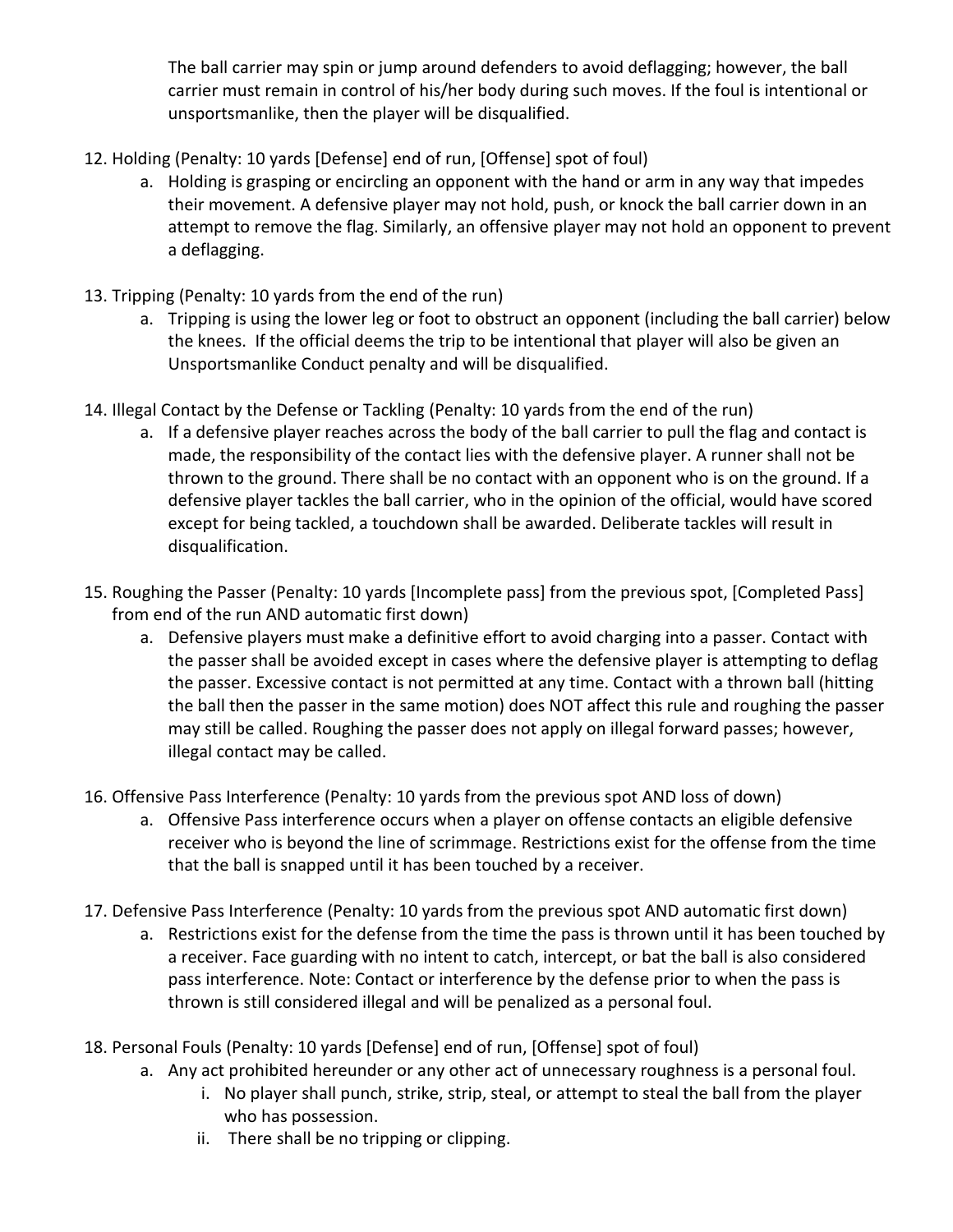The ball carrier may spin or jump around defenders to avoid deflagging; however, the ball carrier must remain in control of his/her body during such moves. If the foul is intentional or unsportsmanlike, then the player will be disqualified.

12. Holding (Penalty: 10 yards [Defense] end of run, [Offense] spot of foul)
    a. Holding is grasping or encircling an opponent with the hand or arm in any way that impedes their movement. A defensive player may not hold, push, or knock the ball carrier down in an attempt to remove the flag. Similarly, an offensive player may not hold an opponent to prevent a deflagging.

13. Tripping (Penalty: 10 yards from the end of the run)
    a. Tripping is using the lower leg or foot to obstruct an opponent (including the ball carrier) below the knees. If the official deems the trip to be intentional that player will also be given an Unsportsmanlike Conduct penalty and will be disqualified.

14. Illegal Contact by the Defense or Tackling (Penalty: 10 yards from the end of the run)
    a. If a defensive player reaches across the body of the ball carrier to pull the flag and contact is made, the responsibility of the contact lies with the defensive player. A runner shall not be thrown to the ground. There shall be no contact with an opponent who is on the ground. If a defensive player tackles the ball carrier, who in the opinion of the official, would have scored except for being tackled, a touchdown shall be awarded. Deliberate tackles will result in disqualification.

15. Roughing the Passer (Penalty: 10 yards [Incomplete pass] from the previous spot, [Completed Pass] from end of the run AND automatic first down)
    a. Defensive players must make a definitive effort to avoid charging into a passer. Contact with the passer shall be avoided except in cases where the defensive player is attempting to deflag the passer. Excessive contact is not permitted at any time. Contact with a thrown ball (hitting the ball then the passer in the same motion) does NOT affect this rule and roughing the passer may still be called. Roughing the passer does not apply on illegal forward passes; however, illegal contact may be called.

16. Offensive Pass Interference (Penalty: 10 yards from the previous spot AND loss of down)
    a. Offensive Pass interference occurs when a player on offense contacts an eligible defensive receiver who is beyond the line of scrimmage. Restrictions exist for the offense from the time that the ball is snapped until it has been touched by a receiver.

17. Defensive Pass Interference (Penalty: 10 yards from the previous spot AND automatic first down)
    a. Restrictions exist for the defense from the time the pass is thrown until it has been touched by a receiver. Face guarding with no intent to catch, intercept, or bat the ball is also considered pass interference. Note: Contact or interference by the defense prior to when the pass is thrown is still considered illegal and will be penalized as a personal foul.

18. Personal Fouls (Penalty: 10 yards [Defense] end of run, [Offense] spot of foul)
    a. Any act prohibited hereunder or any other act of unnecessary roughness is a personal foul.
        i. No player shall punch, strike, strip, steal, or attempt to steal the ball from the player who has possession.
        ii. There shall be no tripping or clipping.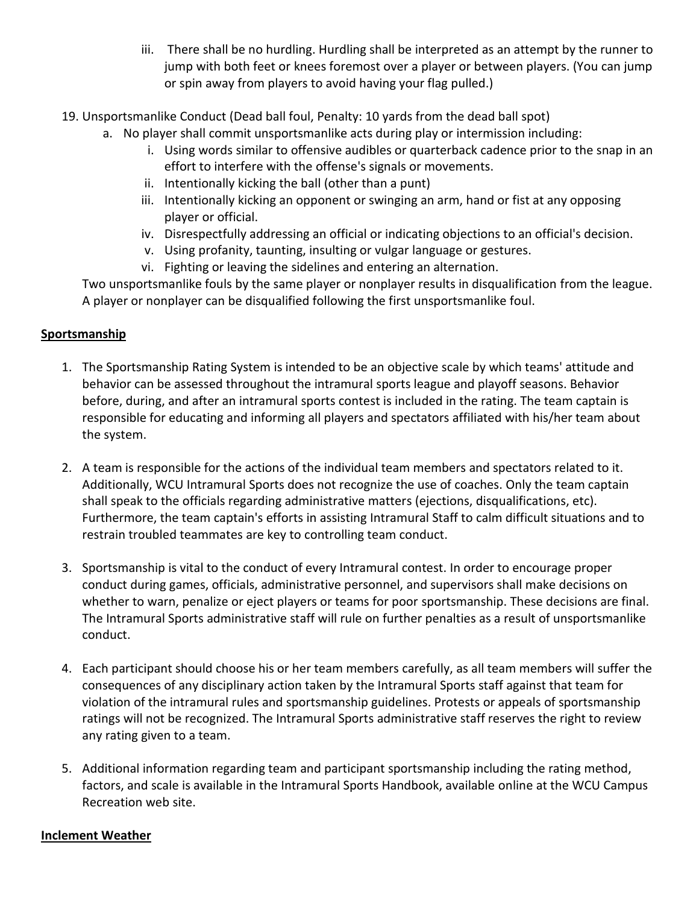iii. There shall be no hurdling. Hurdling shall be interpreted as an attempt by the runner to jump with both feet or knees foremost over a player or between players. (You can jump or spin away from players to avoid having your flag pulled.)

19. Unsportsmanlike Conduct (Dead ball foul, Penalty: 10 yards from the dead ball spot)
    a. No player shall commit unsportsmanlike acts during play or intermission including:
       i. Using words similar to offensive audibles or quarterback cadence prior to the snap in an effort to interfere with the offense's signals or movements.
       ii. Intentionally kicking the ball (other than a punt)
       iii. Intentionally kicking an opponent or swinging an arm, hand or fist at any opposing player or official.
       iv. Disrespectfully addressing an official or indicating objections to an official's decision.
       v. Using profanity, taunting, insulting or vulgar language or gestures.
       vi. Fighting or leaving the sidelines and entering an alternation.

    Two unsportsmanlike fouls by the same player or nonplayer results in disqualification from the league. A player or nonplayer can be disqualified following the first unsportsmanlike foul.

## Sportsmanship

1. The Sportsmanship Rating System is intended to be an objective scale by which teams' attitude and behavior can be assessed throughout the intramural sports league and playoff seasons. Behavior before, during, and after an intramural sports contest is included in the rating. The team captain is responsible for educating and informing all players and spectators affiliated with his/her team about the system.

2. A team is responsible for the actions of the individual team members and spectators related to it. Additionally, WCU Intramural Sports does not recognize the use of coaches. Only the team captain shall speak to the officials regarding administrative matters (ejections, disqualifications, etc). Furthermore, the team captain's efforts in assisting Intramural Staff to calm difficult situations and to restrain troubled teammates are key to controlling team conduct.

3. Sportsmanship is vital to the conduct of every Intramural contest. In order to encourage proper conduct during games, officials, administrative personnel, and supervisors shall make decisions on whether to warn, penalize or eject players or teams for poor sportsmanship. These decisions are final. The Intramural Sports administrative staff will rule on further penalties as a result of unsportsmanlike conduct.

4. Each participant should choose his or her team members carefully, as all team members will suffer the consequences of any disciplinary action taken by the Intramural Sports staff against that team for violation of the intramural rules and sportsmanship guidelines. Protests or appeals of sportsmanship ratings will not be recognized. The Intramural Sports administrative staff reserves the right to review any rating given to a team.

5. Additional information regarding team and participant sportsmanship including the rating method, factors, and scale is available in the Intramural Sports Handbook, available online at the WCU Campus Recreation web site.

## Inclement Weather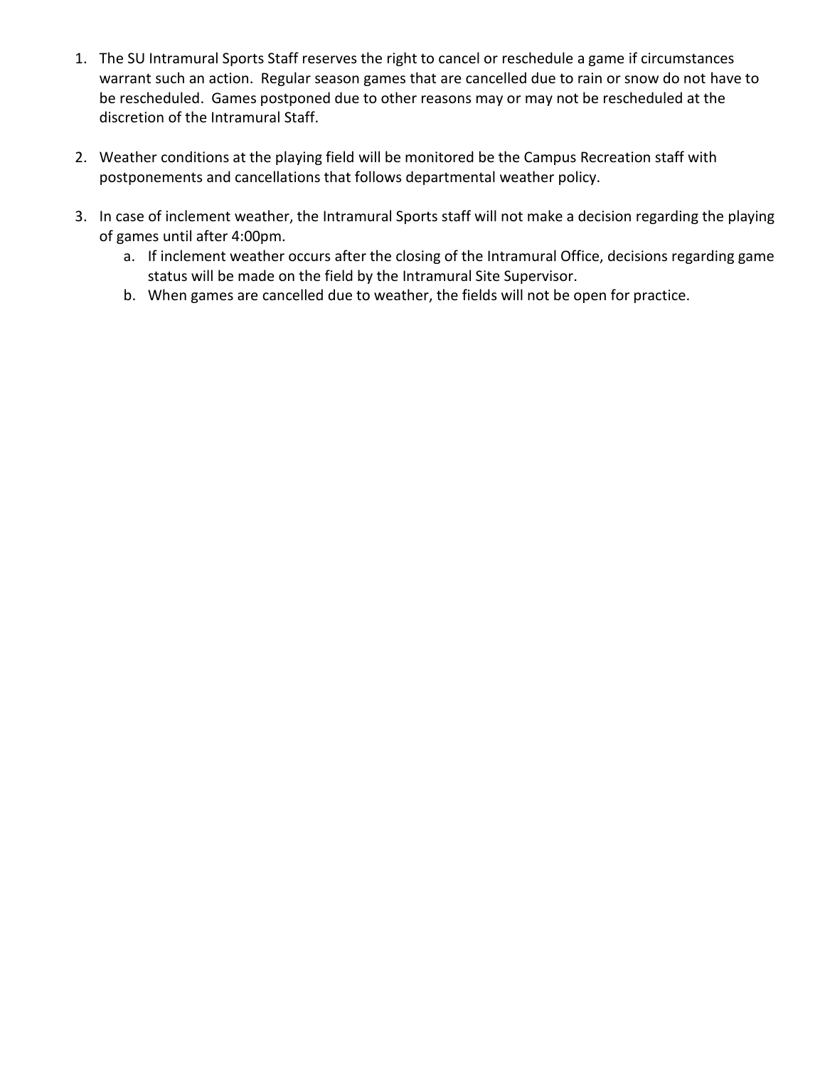1. The SU Intramural Sports Staff reserves the right to cancel or reschedule a game if circumstances warrant such an action. Regular season games that are cancelled due to rain or snow do not have to be rescheduled. Games postponed due to other reasons may or may not be rescheduled at the discretion of the Intramural Staff.

2. Weather conditions at the playing field will be monitored be the Campus Recreation staff with postponements and cancellations that follows departmental weather policy.

3. In case of inclement weather, the Intramural Sports staff will not make a decision regarding the playing of games until after 4:00pm.
   a. If inclement weather occurs after the closing of the Intramural Office, decisions regarding game status will be made on the field by the Intramural Site Supervisor.
   b. When games are cancelled due to weather, the fields will not be open for practice.